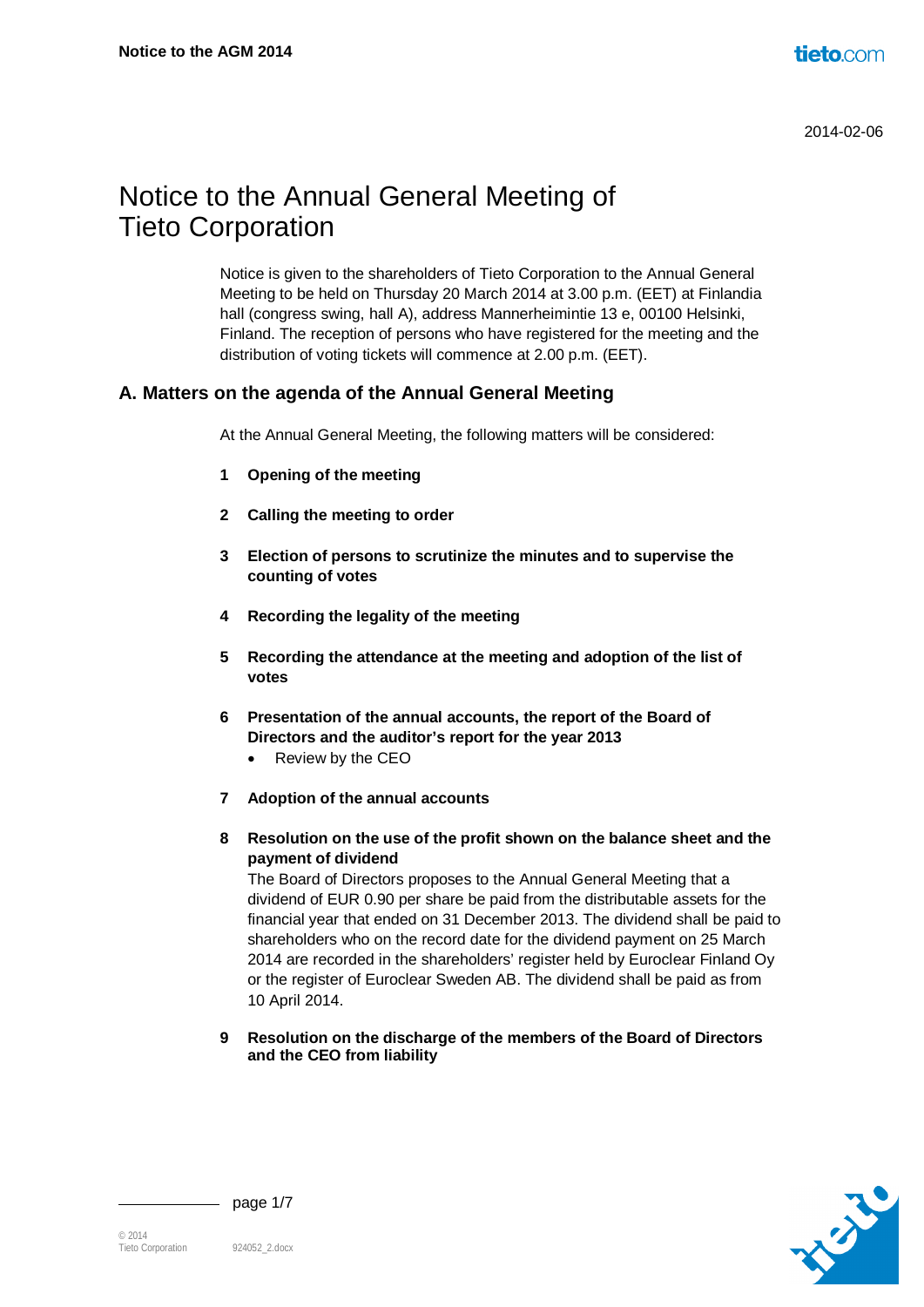2014-02-06

# Notice to the Annual General Meeting of Tieto Corporation

Notice is given to the shareholders of Tieto Corporation to the Annual General Meeting to be held on Thursday 20 March 2014 at 3.00 p.m. (EET) at Finlandia hall (congress swing, hall A), address Mannerheimintie 13 e, 00100 Helsinki, Finland. The reception of persons who have registered for the meeting and the distribution of voting tickets will commence at 2.00 p.m. (EET).

## A. Matters on the agenda of the Annual General Meeting

At the Annual General Meeting, the following matters will be considered:

**1 Opening of the meeting**

**2 Calling the meeting to order**

**3 Election of persons to scrutinize the minutes and to supervise the counting of votes**

**4 Recording the legality of the meeting**

**5 Recording the attendance at the meeting and adoption of the list of votes**

**6 Presentation of the annual accounts, the report of the Board of Directors and the auditor's report for the year 2013**

- Review by the CEO

**7 Adoption of the annual accounts**

**8 Resolution on the use of the profit shown on the balance sheet and the payment of dividend**

The Board of Directors proposes to the Annual General Meeting that a dividend of EUR 0.90 per share be paid from the distributable assets for the financial year that ended on 31 December 2013. The dividend shall be paid to shareholders who on the record date for the dividend payment on 25 March 2014 are recorded in the shareholders' register held by Euroclear Finland Oy or the register of Euroclear Sweden AB. The dividend shall be paid as from 10 April 2014.

**9 Resolution on the discharge of the members of the Board of Directors and the CEO from liability**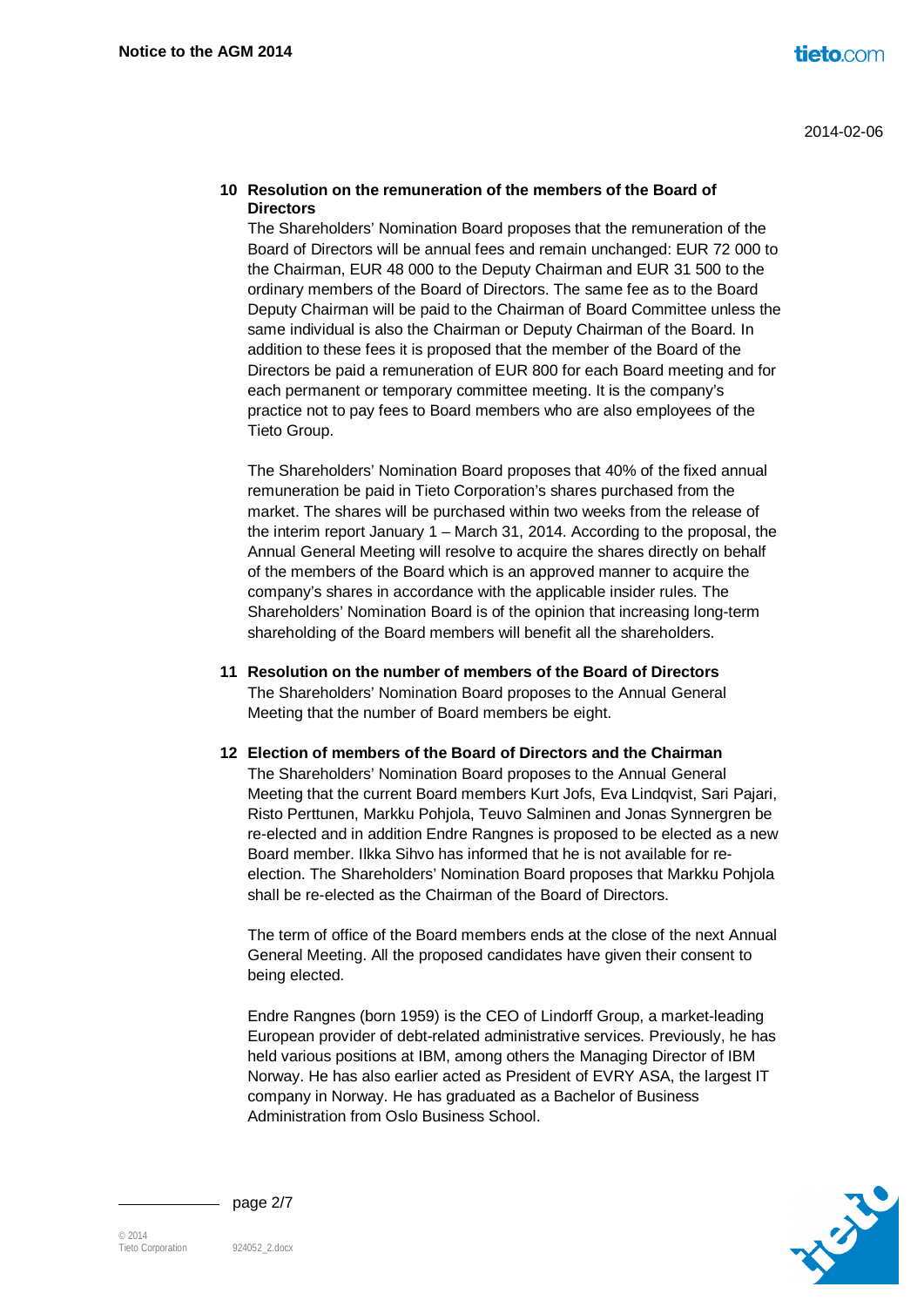## 10 Resolution on the remuneration of the members of the Board of Directors

The Shareholders' Nomination Board proposes that the remuneration of the Board of Directors will be annual fees and remain unchanged: EUR 72 000 to the Chairman, EUR 48 000 to the Deputy Chairman and EUR 31 500 to the ordinary members of the Board of Directors. The same fee as to the Board Deputy Chairman will be paid to the Chairman of Board Committee unless the same individual is also the Chairman or Deputy Chairman of the Board. In addition to these fees it is proposed that the member of the Board of the Directors be paid a remuneration of EUR 800 for each Board meeting and for each permanent or temporary committee meeting. It is the company's practice not to pay fees to Board members who are also employees of the Tieto Group.

The Shareholders' Nomination Board proposes that 40% of the fixed annual remuneration be paid in Tieto Corporation's shares purchased from the market. The shares will be purchased within two weeks from the release of the interim report January 1 – March 31, 2014. According to the proposal, the Annual General Meeting will resolve to acquire the shares directly on behalf of the members of the Board which is an approved manner to acquire the company's shares in accordance with the applicable insider rules. The Shareholders' Nomination Board is of the opinion that increasing long-term shareholding of the Board members will benefit all the shareholders.

## 11 Resolution on the number of members of the Board of Directors

The Shareholders' Nomination Board proposes to the Annual General Meeting that the number of Board members be eight.

## 12 Election of members of the Board of Directors and the Chairman

The Shareholders' Nomination Board proposes to the Annual General Meeting that the current Board members Kurt Jofs, Eva Lindqvist, Sari Pajari, Risto Perttunen, Markku Pohjola, Teuvo Salminen and Jonas Synnergren be re-elected and in addition Endre Rangnes is proposed to be elected as a new Board member. Ilkka Sihvo has informed that he is not available for re-election. The Shareholders' Nomination Board proposes that Markku Pohjola shall be re-elected as the Chairman of the Board of Directors.

The term of office of the Board members ends at the close of the next Annual General Meeting. All the proposed candidates have given their consent to being elected.

Endre Rangnes (born 1959) is the CEO of Lindorff Group, a market-leading European provider of debt-related administrative services. Previously, he has held various positions at IBM, among others the Managing Director of IBM Norway. He has also earlier acted as President of EVRY ASA, the largest IT company in Norway. He has graduated as a Bachelor of Business Administration from Oslo Business School.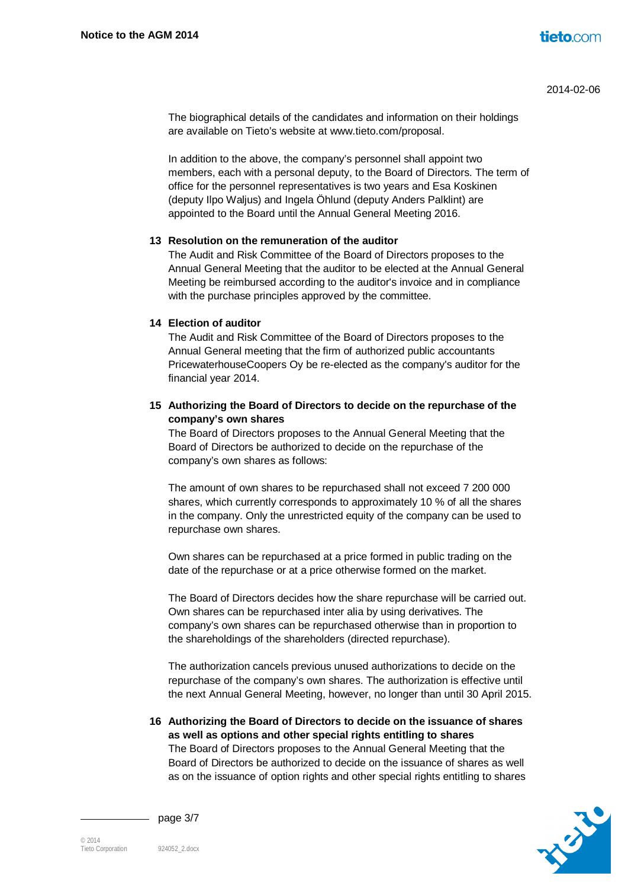The biographical details of the candidates and information on their holdings are available on Tieto's website at www.tieto.com/proposal.

In addition to the above, the company's personnel shall appoint two members, each with a personal deputy, to the Board of Directors. The term of office for the personnel representatives is two years and Esa Koskinen (deputy Ilpo Waljus) and Ingela Öhlund (deputy Anders Palklint) are appointed to the Board until the Annual General Meeting 2016.

**13 Resolution on the remuneration of the auditor**

The Audit and Risk Committee of the Board of Directors proposes to the Annual General Meeting that the auditor to be elected at the Annual General Meeting be reimbursed according to the auditor's invoice and in compliance with the purchase principles approved by the committee.

**14 Election of auditor**

The Audit and Risk Committee of the Board of Directors proposes to the Annual General meeting that the firm of authorized public accountants PricewaterhouseCoopers Oy be re-elected as the company's auditor for the financial year 2014.

**15 Authorizing the Board of Directors to decide on the repurchase of the company's own shares**

The Board of Directors proposes to the Annual General Meeting that the Board of Directors be authorized to decide on the repurchase of the company's own shares as follows:

The amount of own shares to be repurchased shall not exceed 7 200 000 shares, which currently corresponds to approximately 10 % of all the shares in the company. Only the unrestricted equity of the company can be used to repurchase own shares.

Own shares can be repurchased at a price formed in public trading on the date of the repurchase or at a price otherwise formed on the market.

The Board of Directors decides how the share repurchase will be carried out. Own shares can be repurchased inter alia by using derivatives. The company's own shares can be repurchased otherwise than in proportion to the shareholdings of the shareholders (directed repurchase).

The authorization cancels previous unused authorizations to decide on the repurchase of the company's own shares. The authorization is effective until the next Annual General Meeting, however, no longer than until 30 April 2015.

**16 Authorizing the Board of Directors to decide on the issuance of shares as well as options and other special rights entitling to shares**

The Board of Directors proposes to the Annual General Meeting that the Board of Directors be authorized to decide on the issuance of shares as well as on the issuance of option rights and other special rights entitling to shares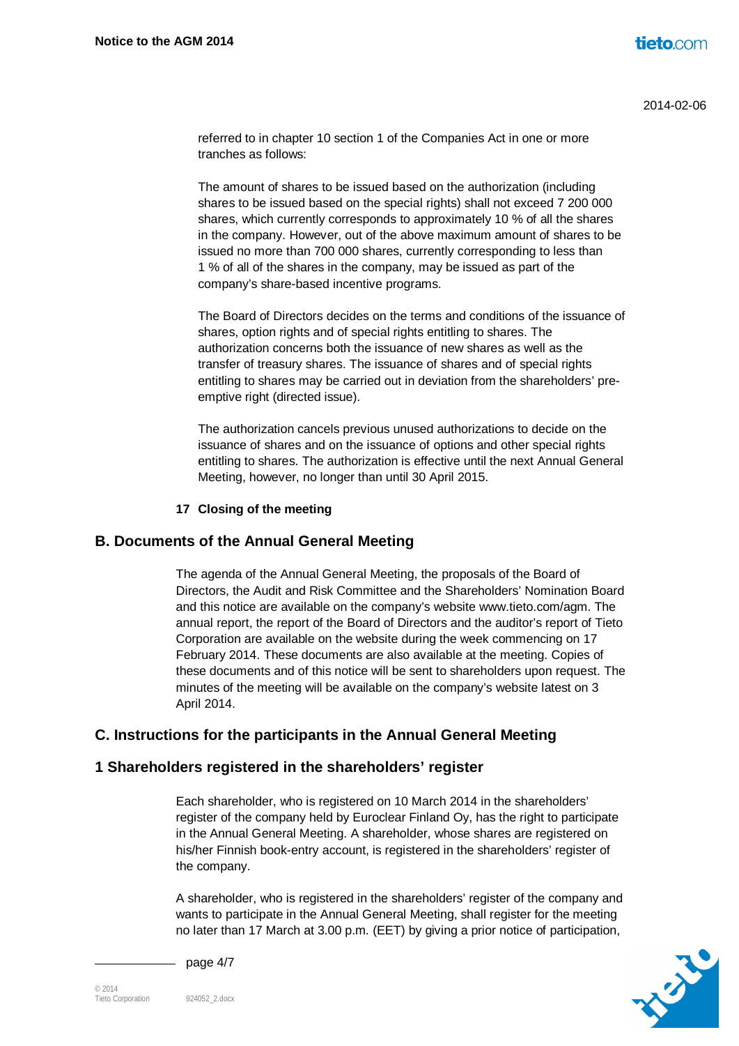referred to in chapter 10 section 1 of the Companies Act in one or more tranches as follows:

The amount of shares to be issued based on the authorization (including shares to be issued based on the special rights) shall not exceed 7 200 000 shares, which currently corresponds to approximately 10 % of all the shares in the company. However, out of the above maximum amount of shares to be issued no more than 700 000 shares, currently corresponding to less than 1 % of all of the shares in the company, may be issued as part of the company's share-based incentive programs.

The Board of Directors decides on the terms and conditions of the issuance of shares, option rights and of special rights entitling to shares. The authorization concerns both the issuance of new shares as well as the transfer of treasury shares. The issuance of shares and of special rights entitling to shares may be carried out in deviation from the shareholders' pre-emptive right (directed issue).

The authorization cancels previous unused authorizations to decide on the issuance of shares and on the issuance of options and other special rights entitling to shares. The authorization is effective until the next Annual General Meeting, however, no longer than until 30 April 2015.

**17 Closing of the meeting**

## B. Documents of the Annual General Meeting

The agenda of the Annual General Meeting, the proposals of the Board of Directors, the Audit and Risk Committee and the Shareholders' Nomination Board and this notice are available on the company's website www.tieto.com/agm. The annual report, the report of the Board of Directors and the auditor's report of Tieto Corporation are available on the website during the week commencing on 17 February 2014. These documents are also available at the meeting. Copies of these documents and of this notice will be sent to shareholders upon request. The minutes of the meeting will be available on the company's website latest on 3 April 2014.

## C. Instructions for the participants in the Annual General Meeting

## 1 Shareholders registered in the shareholders' register

Each shareholder, who is registered on 10 March 2014 in the shareholders' register of the company held by Euroclear Finland Oy, has the right to participate in the Annual General Meeting. A shareholder, whose shares are registered on his/her Finnish book-entry account, is registered in the shareholders' register of the company.

A shareholder, who is registered in the shareholders' register of the company and wants to participate in the Annual General Meeting, shall register for the meeting no later than 17 March at 3.00 p.m. (EET) by giving a prior notice of participation,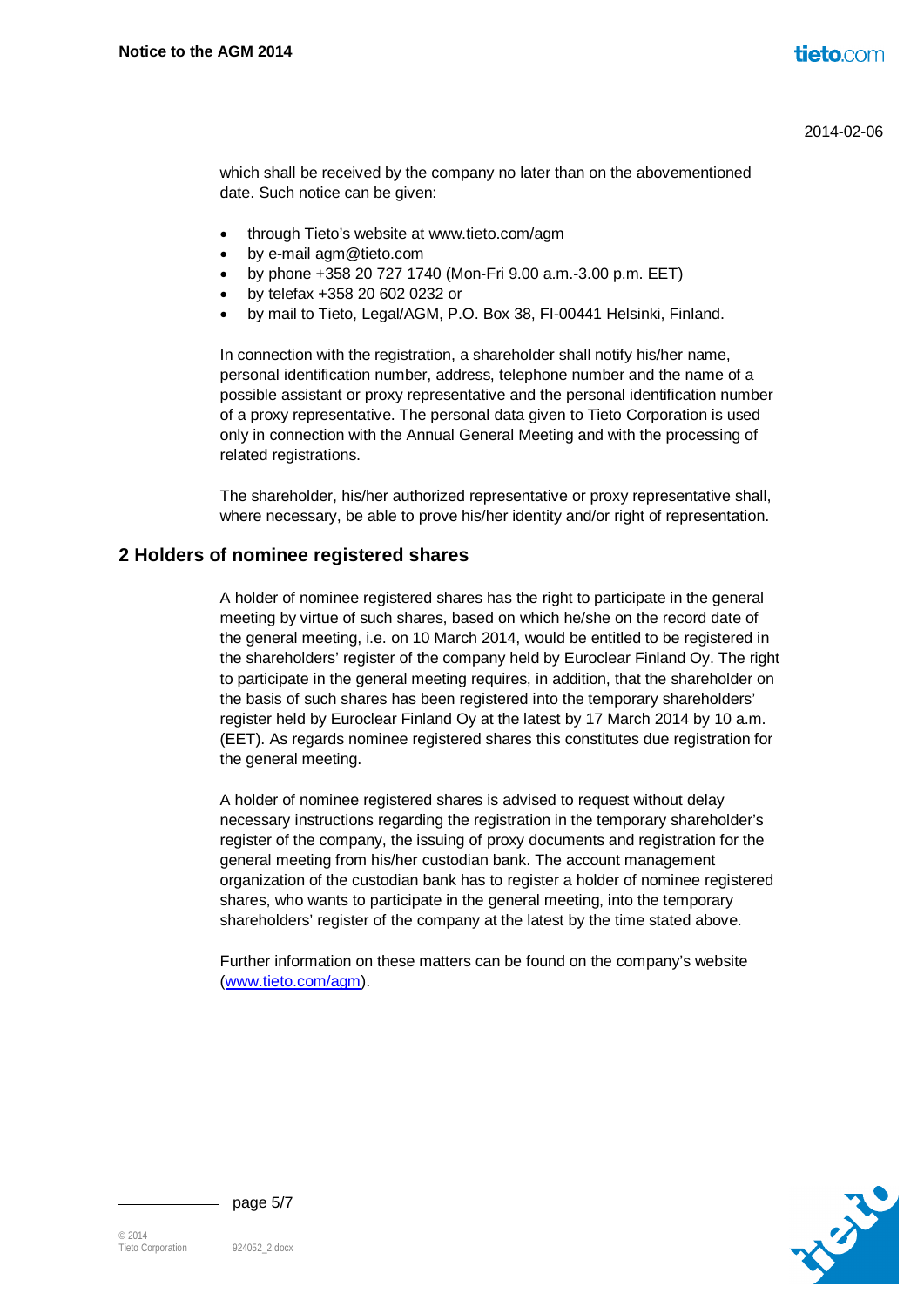which shall be received by the company no later than on the abovementioned date. Such notice can be given:

- through Tieto's website at www.tieto.com/agm
- by e-mail agm@tieto.com
- by phone +358 20 727 1740 (Mon-Fri 9.00 a.m.-3.00 p.m. EET)
- by telefax +358 20 602 0232 or
- by mail to Tieto, Legal/AGM, P.O. Box 38, FI-00441 Helsinki, Finland.

In connection with the registration, a shareholder shall notify his/her name, personal identification number, address, telephone number and the name of a possible assistant or proxy representative and the personal identification number of a proxy representative. The personal data given to Tieto Corporation is used only in connection with the Annual General Meeting and with the processing of related registrations.

The shareholder, his/her authorized representative or proxy representative shall, where necessary, be able to prove his/her identity and/or right of representation.

## 2 Holders of nominee registered shares

A holder of nominee registered shares has the right to participate in the general meeting by virtue of such shares, based on which he/she on the record date of the general meeting, i.e. on 10 March 2014, would be entitled to be registered in the shareholders' register of the company held by Euroclear Finland Oy. The right to participate in the general meeting requires, in addition, that the shareholder on the basis of such shares has been registered into the temporary shareholders' register held by Euroclear Finland Oy at the latest by 17 March 2014 by 10 a.m. (EET). As regards nominee registered shares this constitutes due registration for the general meeting.

A holder of nominee registered shares is advised to request without delay necessary instructions regarding the registration in the temporary shareholder's register of the company, the issuing of proxy documents and registration for the general meeting from his/her custodian bank. The account management organization of the custodian bank has to register a holder of nominee registered shares, who wants to participate in the general meeting, into the temporary shareholders' register of the company at the latest by the time stated above.

Further information on these matters can be found on the company's website (www.tieto.com/agm).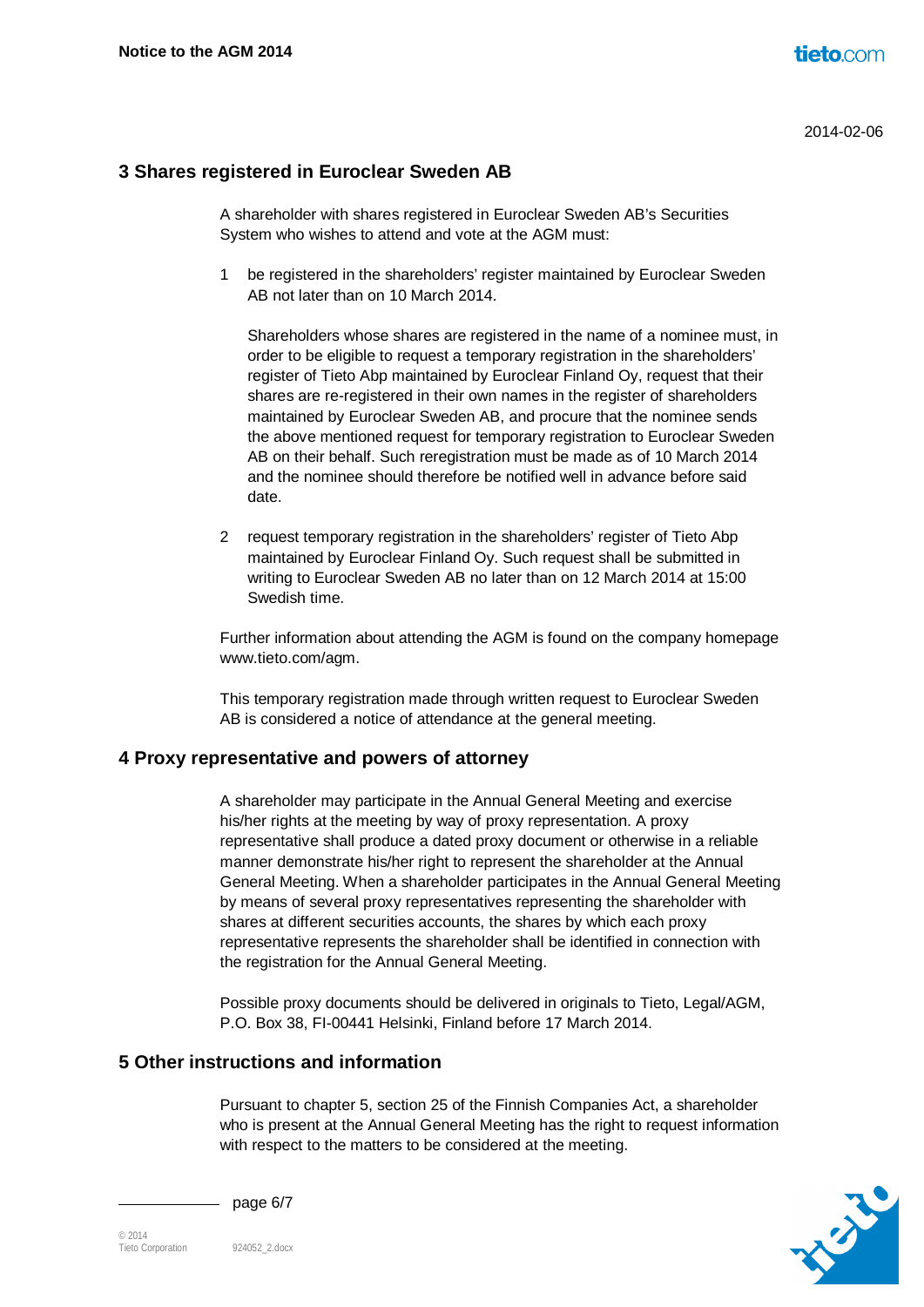2014-02-06

## 3 Shares registered in Euroclear Sweden AB

A shareholder with shares registered in Euroclear Sweden AB's Securities System who wishes to attend and vote at the AGM must:

1. be registered in the shareholders' register maintained by Euroclear Sweden AB not later than on 10 March 2014.

   Shareholders whose shares are registered in the name of a nominee must, in order to be eligible to request a temporary registration in the shareholders' register of Tieto Abp maintained by Euroclear Finland Oy, request that their shares are re-registered in their own names in the register of shareholders maintained by Euroclear Sweden AB, and procure that the nominee sends the above mentioned request for temporary registration to Euroclear Sweden AB on their behalf. Such reregistration must be made as of 10 March 2014 and the nominee should therefore be notified well in advance before said date.

2. request temporary registration in the shareholders' register of Tieto Abp maintained by Euroclear Finland Oy. Such request shall be submitted in writing to Euroclear Sweden AB no later than on 12 March 2014 at 15:00 Swedish time.

Further information about attending the AGM is found on the company homepage www.tieto.com/agm.

This temporary registration made through written request to Euroclear Sweden AB is considered a notice of attendance at the general meeting.

## 4 Proxy representative and powers of attorney

A shareholder may participate in the Annual General Meeting and exercise his/her rights at the meeting by way of proxy representation. A proxy representative shall produce a dated proxy document or otherwise in a reliable manner demonstrate his/her right to represent the shareholder at the Annual General Meeting. When a shareholder participates in the Annual General Meeting by means of several proxy representatives representing the shareholder with shares at different securities accounts, the shares by which each proxy representative represents the shareholder shall be identified in connection with the registration for the Annual General Meeting.

Possible proxy documents should be delivered in originals to Tieto, Legal/AGM, P.O. Box 38, FI-00441 Helsinki, Finland before 17 March 2014.

## 5 Other instructions and information

Pursuant to chapter 5, section 25 of the Finnish Companies Act, a shareholder who is present at the Annual General Meeting has the right to request information with respect to the matters to be considered at the meeting.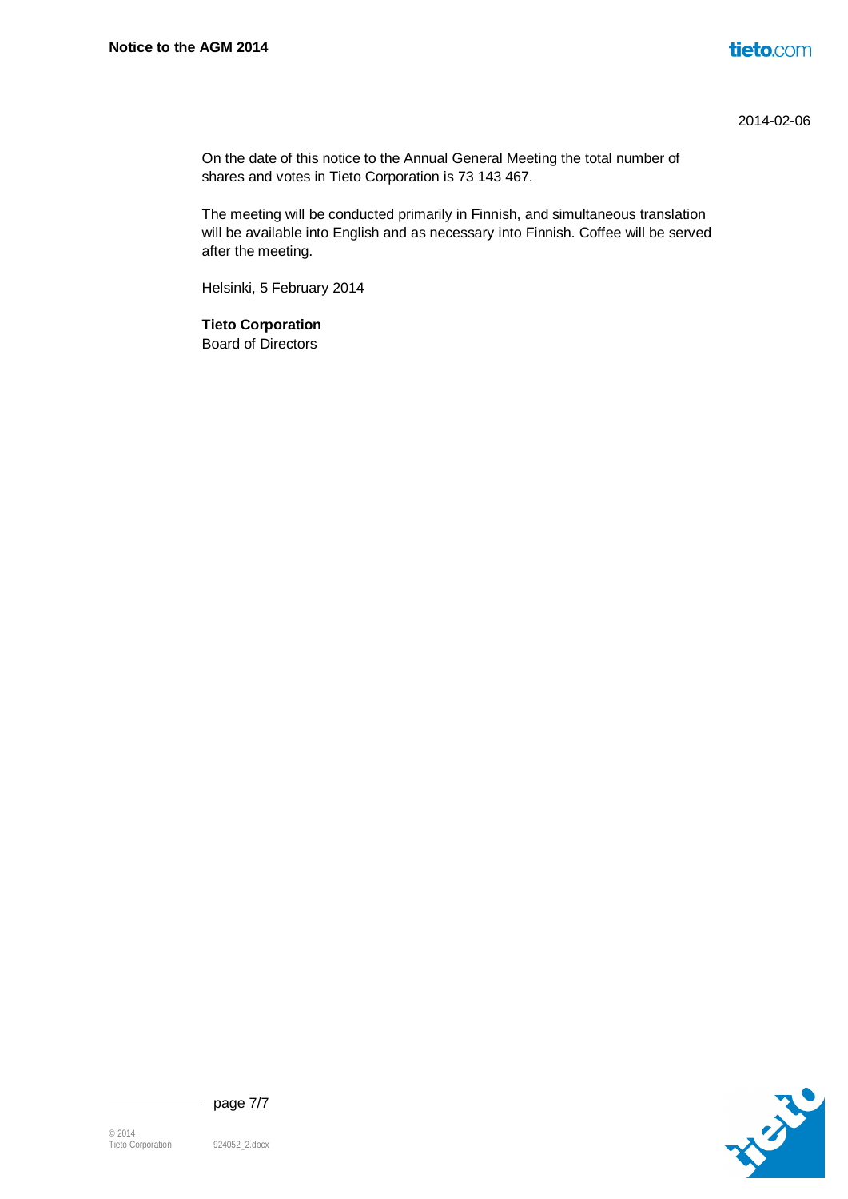2014-02-06

On the date of this notice to the Annual General Meeting the total number of shares and votes in Tieto Corporation is 73 143 467.

The meeting will be conducted primarily in Finnish, and simultaneous translation will be available into English and as necessary into Finnish. Coffee will be served after the meeting.

Helsinki, 5 February 2014

**Tieto Corporation**
Board of Directors